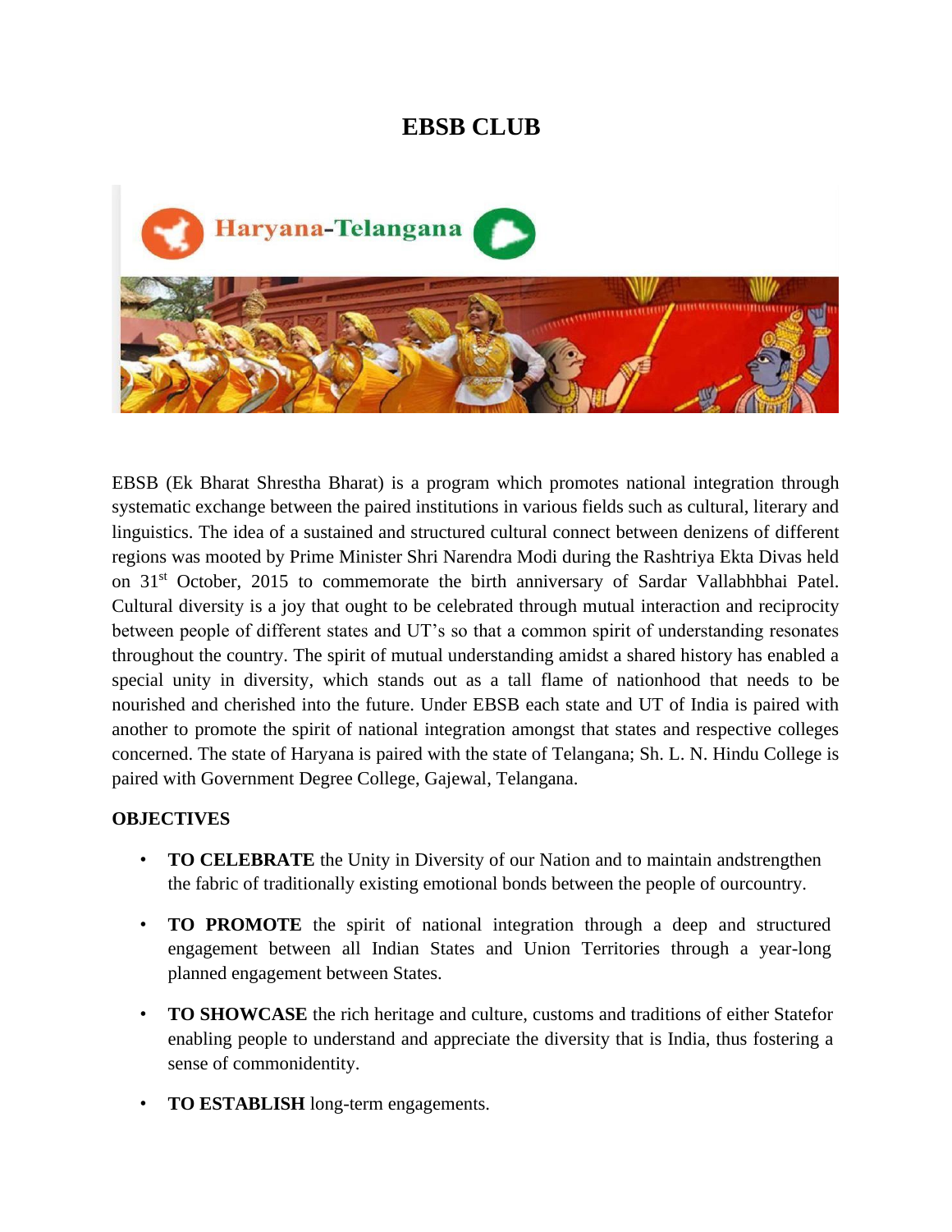# EBSB CLUB

EBSB (Ek Bharat Shrestha Bharat) is a program which promotes national integration through systematic exchange between the paired institutions in various fields such as cultural, literary and linguistics. The idea of a sustained and structured cultural connect between denizens of different regions was mooted by Prime Minister Shri Narendra Modi during the Rashtriya Ekta Divas held on 31st October, 2015 to commemorate the birth anniversary of Sardar Vallabhbhai Patel. Cultural diversity is a joy that ought to be celebrated through mutual interaction and reciprocity between people of different states and UT's so that a common spirit of understanding resonates throughout the country. The spirit of mutual understanding amidst a shared history has enabled a special unity in diversity, which stands out as a tall flame of nationhood that needs to be nourished and cherished into the future. Under EBSB each state and UT of India is paired with another to promote the spirit of national integration amongst that states and respective colleges concerned. The state of Haryana is paired with the state of Telangana; Sh. L. N. Hindu College is paired with Government Degree College, Gajewal, Telangana.

**OBJECTIVES**

- **TO CELEBRATE** the Unity in Diversity of our Nation and to maintain andstrengthen the fabric of traditionally existing emotional bonds between the people of ourcountry.
- **TO PROMOTE** the spirit of national integration through a deep and structured engagement between all Indian States and Union Territories through a year-long planned engagement between States.
- **TO SHOWCASE** the rich heritage and culture, customs and traditions of either Statefor enabling people to understand and appreciate the diversity that is India, thus fostering a sense of commonidentity.
- **TO ESTABLISH** long-term engagements.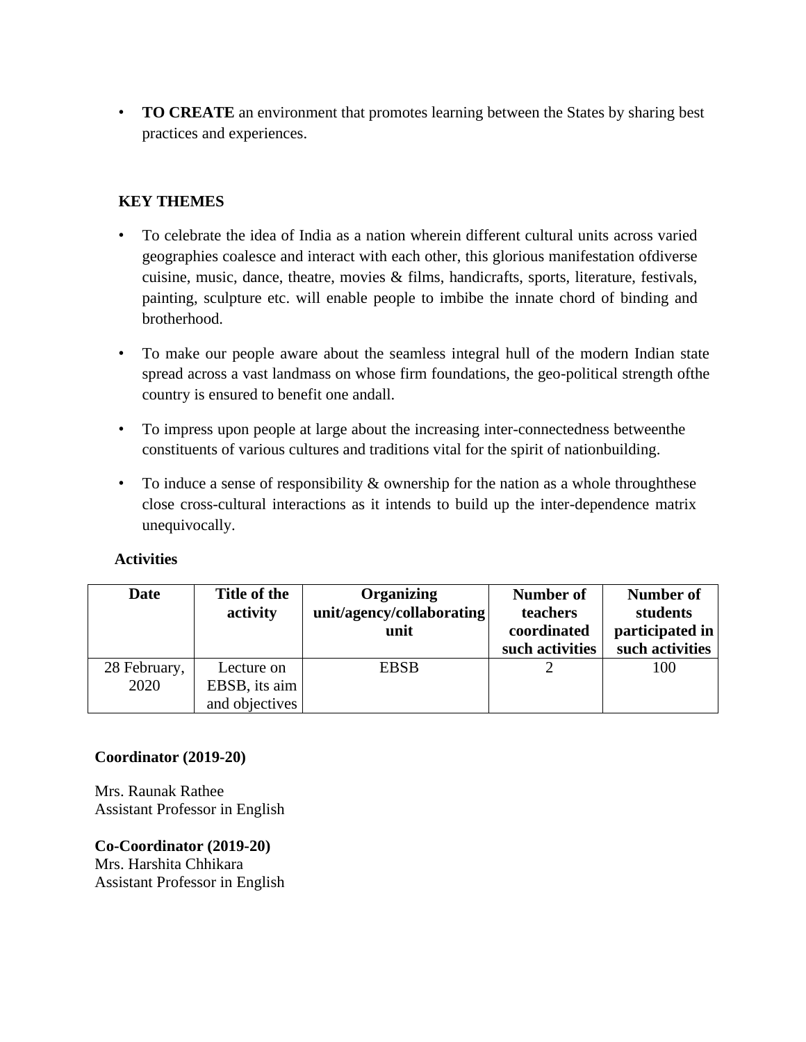- **TO CREATE** an environment that promotes learning between the States by sharing best practices and experiences.

**KEY THEMES**

- To celebrate the idea of India as a nation wherein different cultural units across varied geographies coalesce and interact with each other, this glorious manifestation ofdiverse cuisine, music, dance, theatre, movies & films, handicrafts, sports, literature, festivals, painting, sculpture etc. will enable people to imbibe the innate chord of binding and brotherhood.
- To make our people aware about the seamless integral hull of the modern Indian state spread across a vast landmass on whose firm foundations, the geo-political strength ofthe country is ensured to benefit one andall.
- To impress upon people at large about the increasing inter-connectedness betweenthe constituents of various cultures and traditions vital for the spirit of nationbuilding.
- To induce a sense of responsibility & ownership for the nation as a whole throughthese close cross-cultural interactions as it intends to build up the inter-dependence matrix unequivocally.

**Activities**

| Date | Title of the activity | Organizing unit/agency/collaborating unit | Number of teachers coordinated such activities | Number of students participated in such activities |
|---|---|---|---|---|
| 28 February, 2020 | Lecture on EBSB, its aim and objectives | EBSB | 2 | 100 |

**Coordinator (2019-20)**

Mrs. Raunak Rathee
Assistant Professor in English

**Co-Coordinator (2019-20)**
Mrs. Harshita Chhikara
Assistant Professor in English